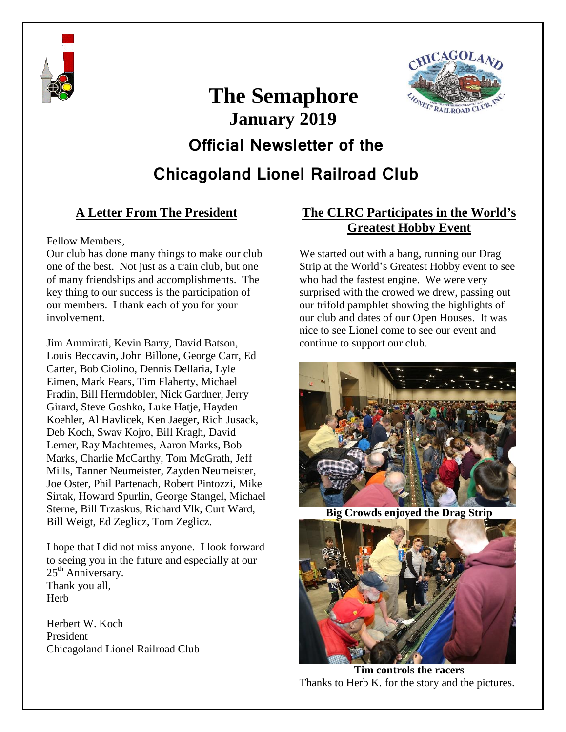# The Semaphore

## January 2019

## Official Newsletter of the Chicagoland Lionel Railroad Club

### A Letter From The President

Fellow Members,

Our club has done many things to make our club one of the best. Not just as a train club, but one of many friendships and accomplishments. The key thing to our success is the participation of our members. I thank each of you for your involvement.

Jim Ammirati, Kevin Barry, David Batson, Louis Beccavin, John Billone, George Carr, Ed Carter, Bob Ciolino, Dennis Dellaria, Lyle Eimen, Mark Fears, Tim Flaherty, Michael Fradin, Bill Herrndobler, Nick Gardner, Jerry Girard, Steve Goshko, Luke Hatje, Hayden Koehler, Al Havlicek, Ken Jaeger, Rich Jusack, Deb Koch, Swav Kojro, Bill Kragh, David Lerner, Ray Machtemes, Aaron Marks, Bob Marks, Charlie McCarthy, Tom McGrath, Jeff Mills, Tanner Neumeister, Zayden Neumeister, Joe Oster, Phil Partenach, Robert Pintozzi, Mike Sirtak, Howard Spurlin, George Stangel, Michael Sterne, Bill Trzaskus, Richard Vlk, Curt Ward, Bill Weigt, Ed Zeglicz, Tom Zeglicz.

I hope that I did not miss anyone. I look forward to seeing you in the future and especially at our 25th Anniversary.

Thank you all,

Herb

Herbert W. Koch
President
Chicagoland Lionel Railroad Club

### The CLRC Participates in the World's Greatest Hobby Event

We started out with a bang, running our Drag Strip at the World's Greatest Hobby event to see who had the fastest engine. We were very surprised with the crowed we drew, passing out our trifold pamphlet showing the highlights of our club and dates of our Open Houses. It was nice to see Lionel come to see our event and continue to support our club.

**Big Crowds enjoyed the Drag Strip**

**Tim controls the racers**

Thanks to Herb K. for the story and the pictures.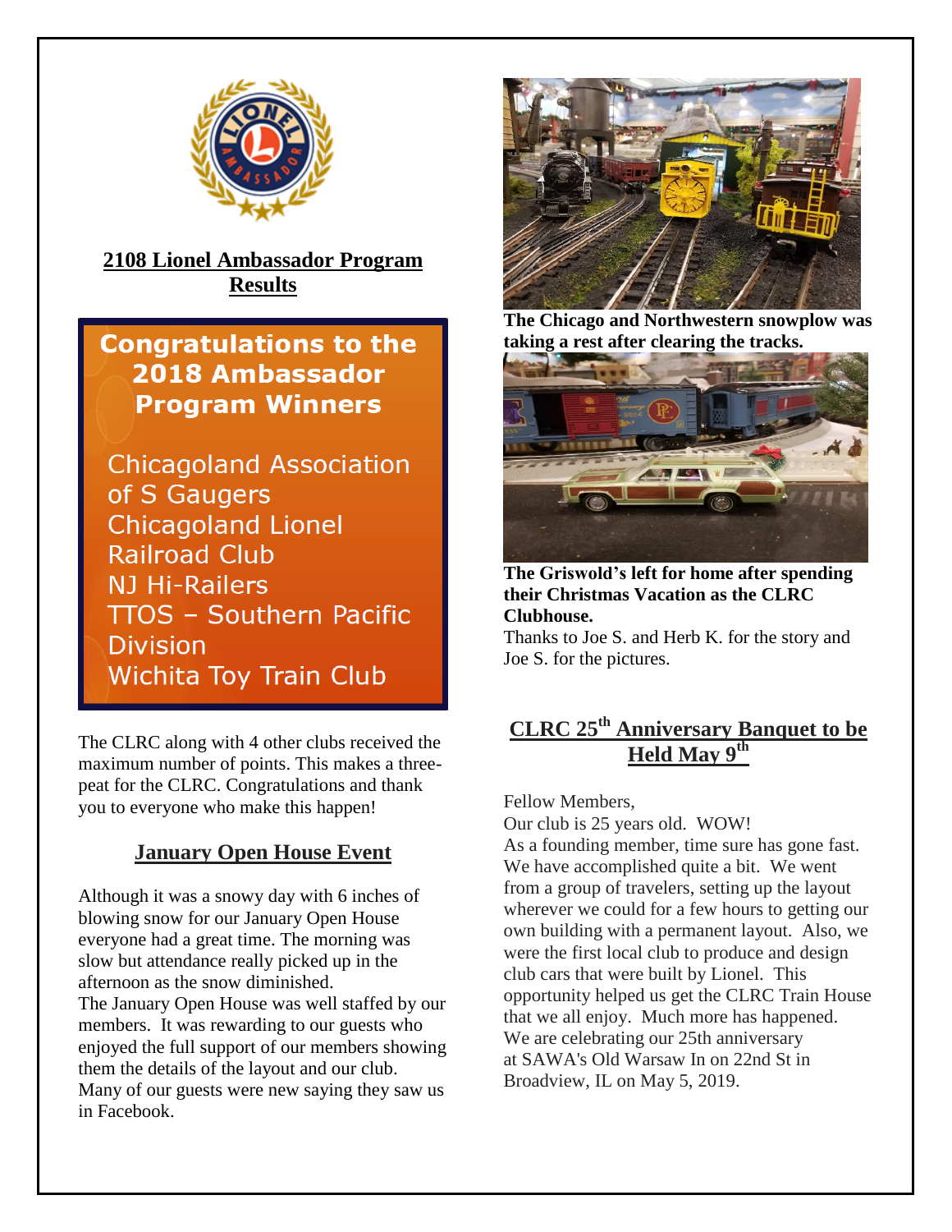## 2108 Lionel Ambassador Program Results

**Congratulations to the 2018 Ambassador Program Winners**

- Chicagoland Association of S Gaugers
- Chicagoland Lionel Railroad Club
- NJ Hi-Railers
- TTOS – Southern Pacific Division
- Wichita Toy Train Club

The CLRC along with 4 other clubs received the maximum number of points. This makes a three-peat for the CLRC. Congratulations and thank you to everyone who make this happen!

## January Open House Event

Although it was a snowy day with 6 inches of blowing snow for our January Open House everyone had a great time. The morning was slow but attendance really picked up in the afternoon as the snow diminished.
The January Open House was well staffed by our members. It was rewarding to our guests who enjoyed the full support of our members showing them the details of the layout and our club. Many of our guests were new saying they saw us in Facebook.

**The Chicago and Northwestern snowplow was taking a rest after clearing the tracks.**

**The Griswold's left for home after spending their Christmas Vacation as the CLRC Clubhouse.**

Thanks to Joe S. and Herb K. for the story and Joe S. for the pictures.

## CLRC 25th Anniversary Banquet to be Held May 9th

Fellow Members,
Our club is 25 years old. WOW!
As a founding member, time sure has gone fast. We have accomplished quite a bit. We went from a group of travelers, setting up the layout wherever we could for a few hours to getting our own building with a permanent layout. Also, we were the first local club to produce and design club cars that were built by Lionel. This opportunity helped us get the CLRC Train House that we all enjoy. Much more has happened. We are celebrating our 25th anniversary at SAWA's Old Warsaw In on 22nd St in Broadview, IL on May 5, 2019.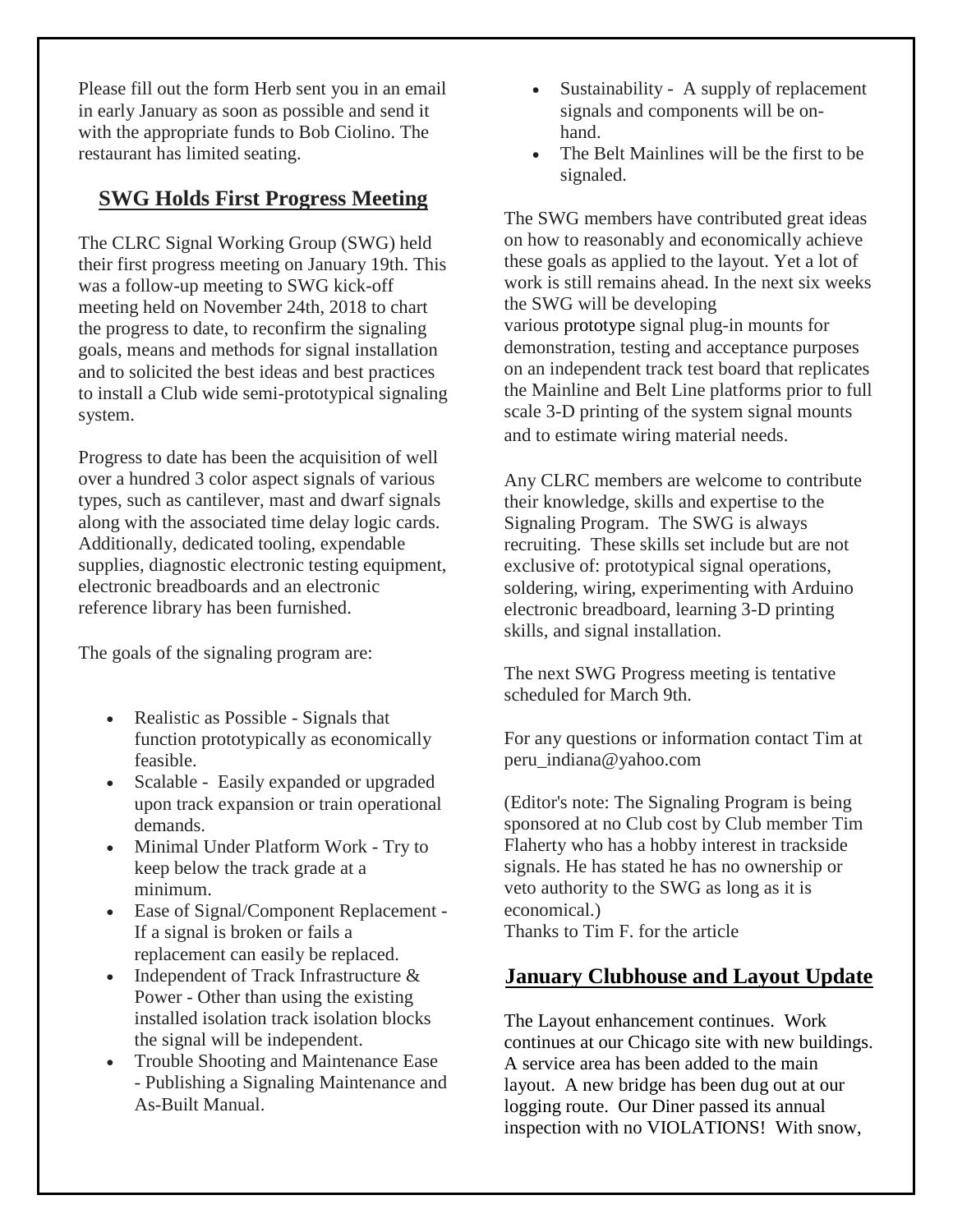Please fill out the form Herb sent you in an email in early January as soon as possible and send it with the appropriate funds to Bob Ciolino. The restaurant has limited seating.

## SWG Holds First Progress Meeting

The CLRC Signal Working Group (SWG) held their first progress meeting on January 19th. This was a follow-up meeting to SWG kick-off meeting held on November 24th, 2018 to chart the progress to date, to reconfirm the signaling goals, means and methods for signal installation and to solicited the best ideas and best practices to install a Club wide semi-prototypical signaling system.

Progress to date has been the acquisition of well over a hundred 3 color aspect signals of various types, such as cantilever, mast and dwarf signals along with the associated time delay logic cards. Additionally, dedicated tooling, expendable supplies, diagnostic electronic testing equipment, electronic breadboards and an electronic reference library has been furnished.

The goals of the signaling program are:

- Realistic as Possible - Signals that function prototypically as economically feasible.
- Scalable - Easily expanded or upgraded upon track expansion or train operational demands.
- Minimal Under Platform Work - Try to keep below the track grade at a minimum.
- Ease of Signal/Component Replacement - If a signal is broken or fails a replacement can easily be replaced.
- Independent of Track Infrastructure & Power - Other than using the existing installed isolation track isolation blocks the signal will be independent.
- Trouble Shooting and Maintenance Ease - Publishing a Signaling Maintenance and As-Built Manual.
- Sustainability - A supply of replacement signals and components will be on-hand.
- The Belt Mainlines will be the first to be signaled.

The SWG members have contributed great ideas on how to reasonably and economically achieve these goals as applied to the layout. Yet a lot of work is still remains ahead. In the next six weeks the SWG will be developing various prototype signal plug-in mounts for demonstration, testing and acceptance purposes on an independent track test board that replicates the Mainline and Belt Line platforms prior to full scale 3-D printing of the system signal mounts and to estimate wiring material needs.

Any CLRC members are welcome to contribute their knowledge, skills and expertise to the Signaling Program. The SWG is always recruiting. These skills set include but are not exclusive of: prototypical signal operations, soldering, wiring, experimenting with Arduino electronic breadboard, learning 3-D printing skills, and signal installation.

The next SWG Progress meeting is tentative scheduled for March 9th.

For any questions or information contact Tim at peru_indiana@yahoo.com

(Editor's note: The Signaling Program is being sponsored at no Club cost by Club member Tim Flaherty who has a hobby interest in trackside signals. He has stated he has no ownership or veto authority to the SWG as long as it is economical.)
Thanks to Tim F. for the article

## January Clubhouse and Layout Update

The Layout enhancement continues. Work continues at our Chicago site with new buildings. A service area has been added to the main layout. A new bridge has been dug out at our logging route. Our Diner passed its annual inspection with no VIOLATIONS! With snow,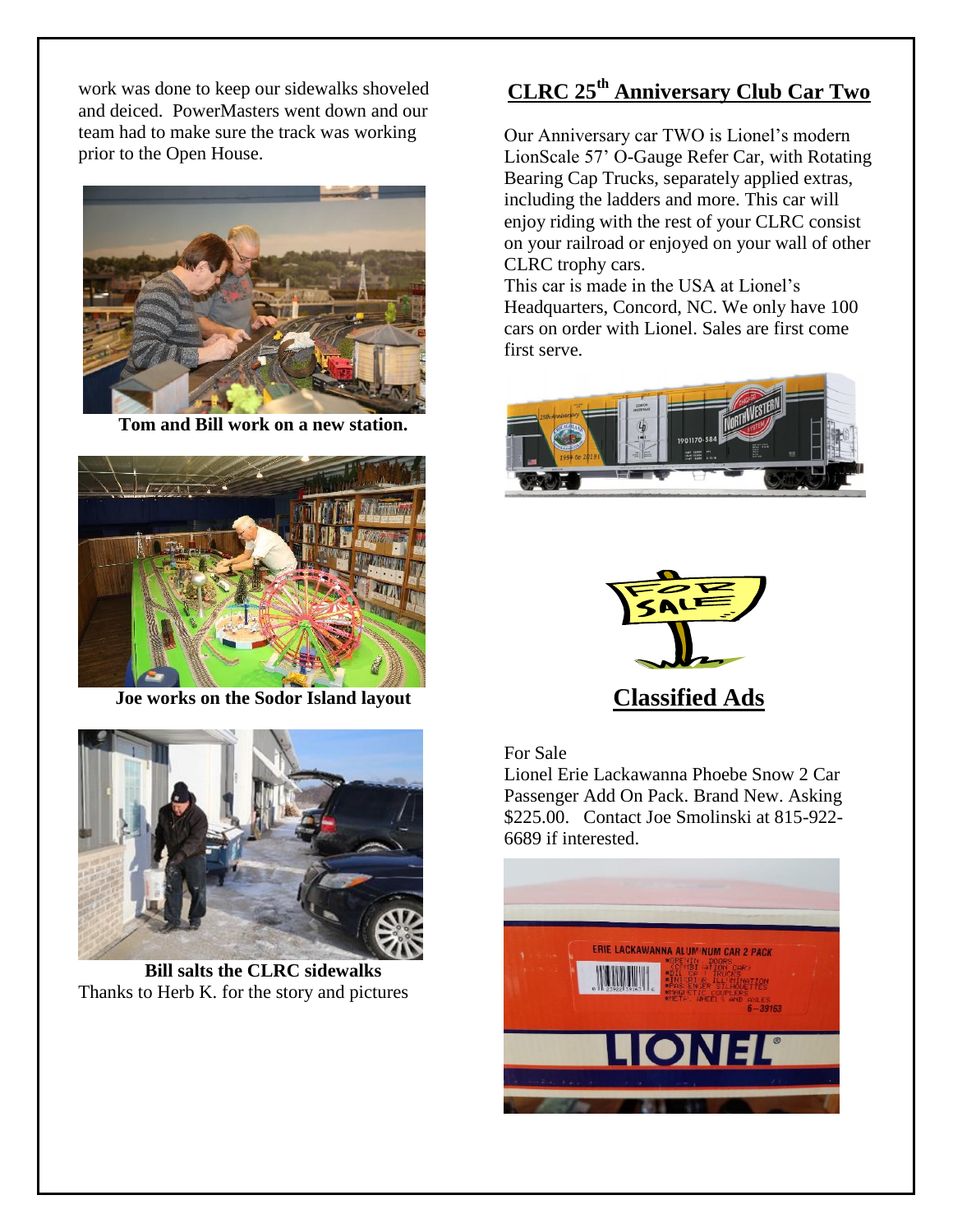work was done to keep our sidewalks shoveled and deiced. PowerMasters went down and our team had to make sure the track was working prior to the Open House.

**Tom and Bill work on a new station.**

**Joe works on the Sodor Island layout**

**Bill salts the CLRC sidewalks**

Thanks to Herb K. for the story and pictures

## CLRC 25th Anniversary Club Car Two

Our Anniversary car TWO is Lionel's modern LionScale 57' O-Gauge Refer Car, with Rotating Bearing Cap Trucks, separately applied extras, including the ladders and more. This car will enjoy riding with the rest of your CLRC consist on your railroad or enjoyed on your wall of other CLRC trophy cars.

This car is made in the USA at Lionel's Headquarters, Concord, NC. We only have 100 cars on order with Lionel. Sales are first come first serve.

## Classified Ads

For Sale

Lionel Erie Lackawanna Phoebe Snow 2 Car Passenger Add On Pack. Brand New. Asking \$225.00. Contact Joe Smolinski at 815-922-6689 if interested.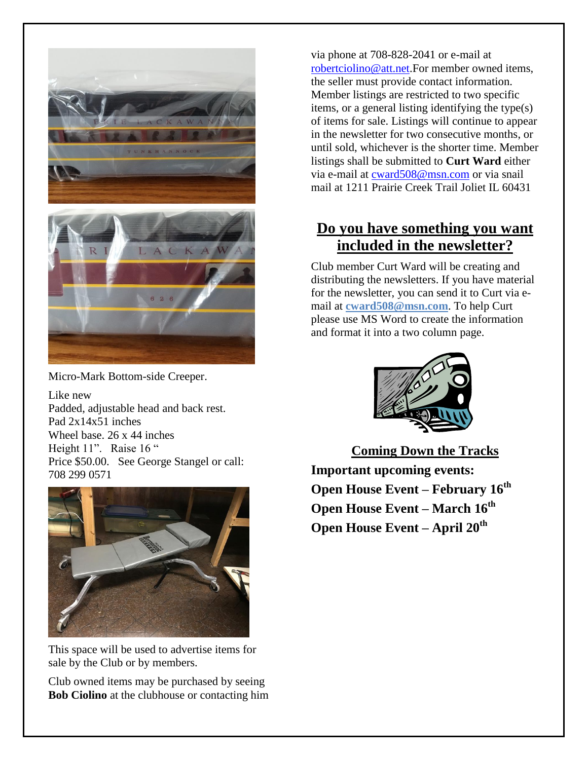Micro-Mark Bottom-side Creeper.

Like new
Padded, adjustable head and back rest.
Pad 2x14x51 inches
Wheel base. 26 x 44 inches
Height 11". Raise 16 "
Price $50.00. See George Stangel or call: 708 299 0571

This space will be used to advertise items for sale by the Club or by members.

Club owned items may be purchased by seeing **Bob Ciolino** at the clubhouse or contacting him via phone at 708-828-2041 or e-mail at robertciolino@att.net.For member owned items, the seller must provide contact information. Member listings are restricted to two specific items, or a general listing identifying the type(s) of items for sale. Listings will continue to appear in the newsletter for two consecutive months, or until sold, whichever is the shorter time. Member listings shall be submitted to **Curt Ward** either via e-mail at cward508@msn.com or via snail mail at 1211 Prairie Creek Trail Joliet IL 60431

## Do you have something you want included in the newsletter?

Club member Curt Ward will be creating and distributing the newsletters. If you have material for the newsletter, you can send it to Curt via e-mail at **cward508@msn.com**. To help Curt please use MS Word to create the information and format it into a two column page.

## Coming Down the Tracks

**Important upcoming events:**
**Open House Event – February 16th**
**Open House Event – March 16th**
**Open House Event – April 20th**